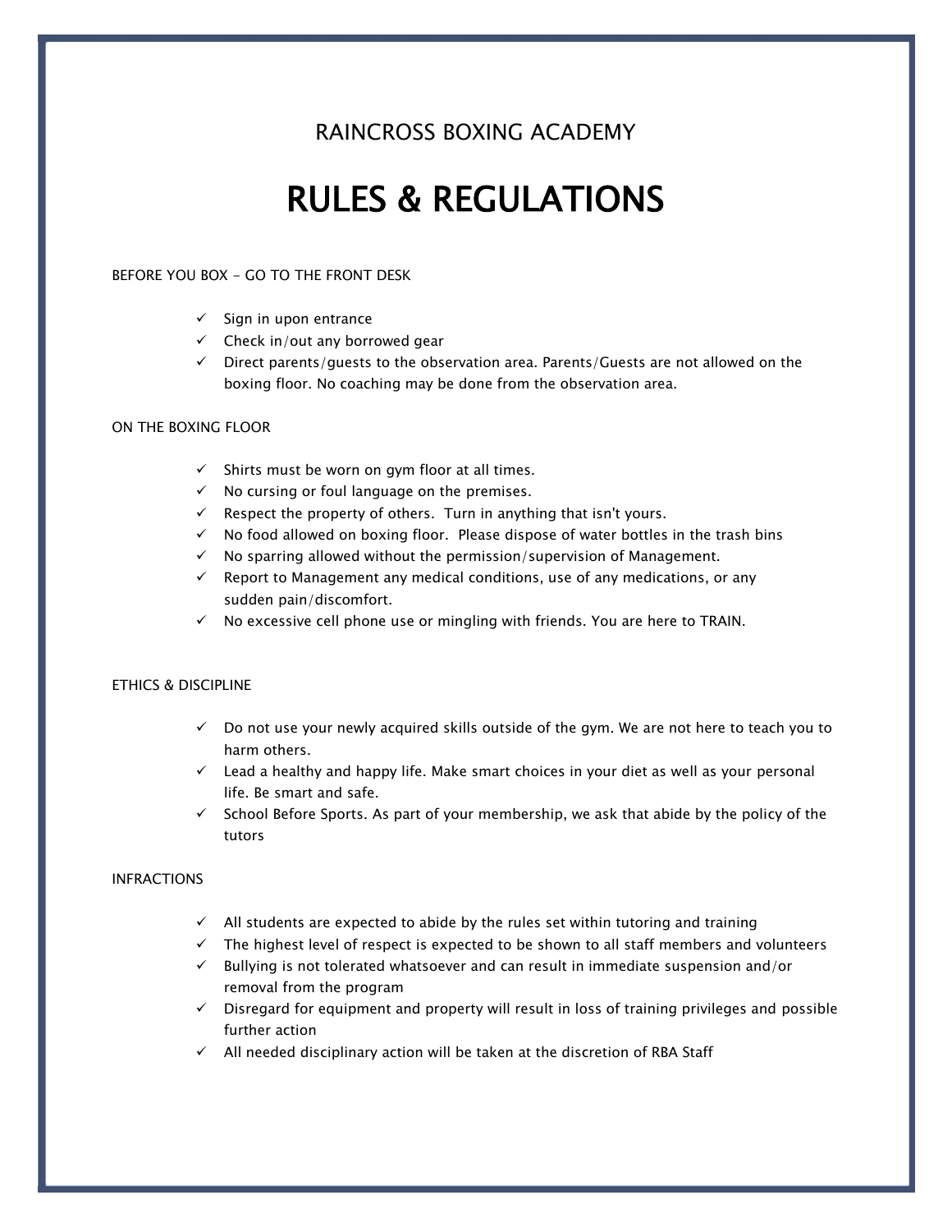RAINCROSS BOXING ACADEMY

# RULES & REGULATIONS

BEFORE YOU BOX - GO TO THE FRONT DESK

- ✓ Sign in upon entrance
- ✓ Check in/out any borrowed gear
- ✓ Direct parents/guests to the observation area. Parents/Guests are not allowed on the boxing floor. No coaching may be done from the observation area.

ON THE BOXING FLOOR

- ✓ Shirts must be worn on gym floor at all times.
- ✓ No cursing or foul language on the premises.
- ✓ Respect the property of others. Turn in anything that isn't yours.
- ✓ No food allowed on boxing floor. Please dispose of water bottles in the trash bins
- ✓ No sparring allowed without the permission/supervision of Management.
- ✓ Report to Management any medical conditions, use of any medications, or any sudden pain/discomfort.
- ✓ No excessive cell phone use or mingling with friends. You are here to TRAIN.

ETHICS & DISCIPLINE

- ✓ Do not use your newly acquired skills outside of the gym. We are not here to teach you to harm others.
- ✓ Lead a healthy and happy life. Make smart choices in your diet as well as your personal life. Be smart and safe.
- ✓ School Before Sports. As part of your membership, we ask that abide by the policy of the tutors

INFRACTIONS

- ✓ All students are expected to abide by the rules set within tutoring and training
- ✓ The highest level of respect is expected to be shown to all staff members and volunteers
- ✓ Bullying is not tolerated whatsoever and can result in immediate suspension and/or removal from the program
- ✓ Disregard for equipment and property will result in loss of training privileges and possible further action
- ✓ All needed disciplinary action will be taken at the discretion of RBA Staff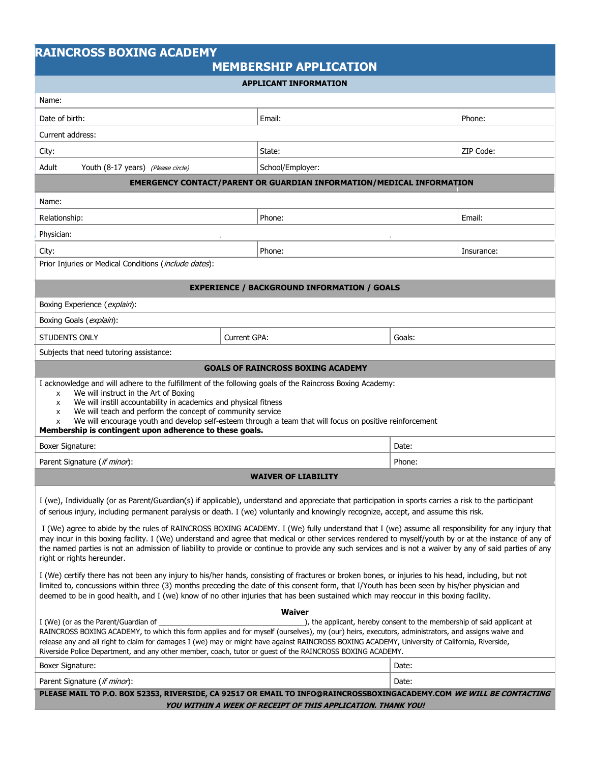# RAINCROSS BOXING ACADEMY

## MEMBERSHIP APPLICATION

### APPLICANT INFORMATION

| | | |
|---|---|---|
| Name: | | |
| Date of birth: | Email: | Phone: |
| Current address: | | |
| City: | State: | ZIP Code: |
| Adult Youth (8-17 years) *(Please circle)* | School/Employer: | |

### EMERGENCY CONTACT/PARENT OR GUARDIAN INFORMATION/MEDICAL INFORMATION

| | | |
|---|---|---|
| Name: | | |
| Relationship: | Phone: | Email: |
| Physician: | | |
| City: | Phone: | Insurance: |
| Prior Injuries or Medical Conditions (*include dates*): | | |

### EXPERIENCE / BACKGROUND INFORMATION / GOALS

| | | |
|---|---|---|
| Boxing Experience (*explain*): | | |
| Boxing Goals (*explain*): | | |
| STUDENTS ONLY | Current GPA: | Goals: |
| Subjects that need tutoring assistance: | | |

### GOALS OF RAINCROSS BOXING ACADEMY

I acknowledge and will adhere to the fulfillment of the following goals of the Raincross Boxing Academy:

- x We will instruct in the Art of Boxing
- x We will instill accountability in academics and physical fitness
- x We will teach and perform the concept of community service
- x We will encourage youth and develop self-esteem through a team that will focus on positive reinforcement

**Membership is contingent upon adherence to these goals.**

| | |
|---|---|
| Boxer Signature: | Date: |
| Parent Signature (*if minor*): | Phone: |

### WAIVER OF LIABILITY

I (we), Individually (or as Parent/Guardian(s) if applicable), understand and appreciate that participation in sports carries a risk to the participant of serious injury, including permanent paralysis or death. I (we) voluntarily and knowingly recognize, accept, and assume this risk.

I (We) agree to abide by the rules of RAINCROSS BOXING ACADEMY. I (We) fully understand that I (we) assume all responsibility for any injury that may incur in this boxing facility. I (We) understand and agree that medical or other services rendered to myself/youth by or at the instance of any of the named parties is not an admission of liability to provide or continue to provide any such services and is not a waiver by any of said parties of any right or rights hereunder.

I (We) certify there has not been any injury to his/her hands, consisting of fractures or broken bones, or injuries to his head, including, but not limited to, concussions within three (3) months preceding the date of this consent form, that I/Youth has been seen by his/her physician and deemed to be in good health, and I (we) know of no other injuries that has been sustained which may reoccur in this boxing facility.

**Waiver**

I (We) (or as the Parent/Guardian of ___________________________________), the applicant, hereby consent to the membership of said applicant at RAINCROSS BOXING ACADEMY, to which this form applies and for myself (ourselves), my (our) heirs, executors, administrators, and assigns waive and release any and all right to claim for damages I (we) may or might have against RAINCROSS BOXING ACADEMY, University of California, Riverside, Riverside Police Department, and any other member, coach, tutor or guest of the RAINCROSS BOXING ACADEMY.

| | |
|---|---|
| Boxer Signature: | Date: |
| Parent Signature (*if minor*): | Date: |

**PLEASE MAIL TO P.O. BOX 52353, RIVERSIDE, CA 92517 OR EMAIL TO INFO@RAINCROSSBOXINGACADEMY.COM *WE WILL BE CONTACTING YOU WITHIN A WEEK OF RECEIPT OF THIS APPLICATION. THANK YOU!***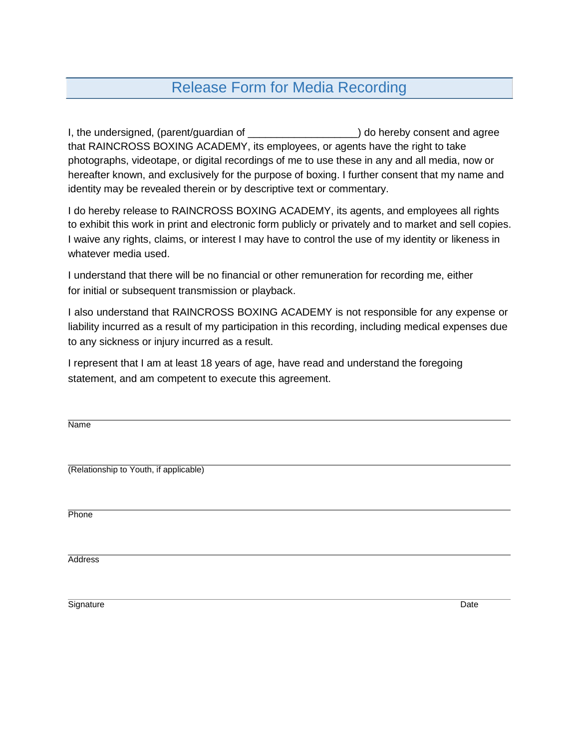# Release Form for Media Recording

I, the undersigned, (parent/guardian of ___________________) do hereby consent and agree that RAINCROSS BOXING ACADEMY, its employees, or agents have the right to take photographs, videotape, or digital recordings of me to use these in any and all media, now or hereafter known, and exclusively for the purpose of boxing. I further consent that my name and identity may be revealed therein or by descriptive text or commentary.

I do hereby release to RAINCROSS BOXING ACADEMY, its agents, and employees all rights to exhibit this work in print and electronic form publicly or privately and to market and sell copies. I waive any rights, claims, or interest I may have to control the use of my identity or likeness in whatever media used.

I understand that there will be no financial or other remuneration for recording me, either for initial or subsequent transmission or playback.

I also understand that RAINCROSS BOXING ACADEMY is not responsible for any expense or liability incurred as a result of my participation in this recording, including medical expenses due to any sickness or injury incurred as a result.

I represent that I am at least 18 years of age, have read and understand the foregoing statement, and am competent to execute this agreement.

______________________________________________
Name

______________________________________________
(Relationship to Youth, if applicable)

______________________________________________
Phone

______________________________________________
Address

______________________________________________
Signature                                                                                          Date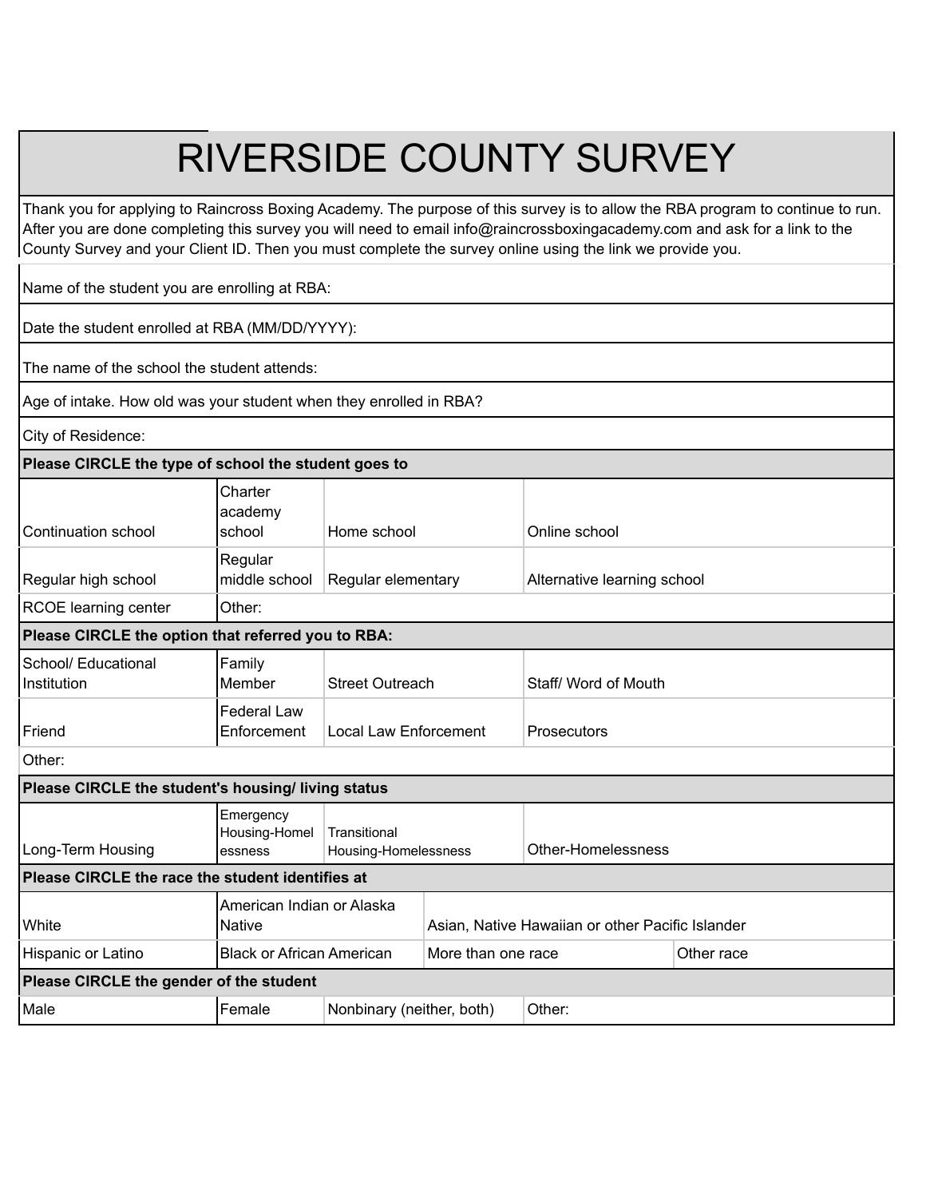# RIVERSIDE COUNTY SURVEY

Thank you for applying to Raincross Boxing Academy. The purpose of this survey is to allow the RBA program to continue to run. After you are done completing this survey you will need to email info@raincrossboxingacademy.com and ask for a link to the County Survey and your Client ID. Then you must complete the survey online using the link we provide you.

Name of the student you are enrolling at RBA:

Date the student enrolled at RBA (MM/DD/YYYY):

The name of the school the student attends:

Age of intake. How old was your student when they enrolled in RBA?

City of Residence:

**Please CIRCLE the type of school the student goes to**

| | | | |
|---|---|---|---|
| Continuation school | Charter academy school | Home school | Online school |
| Regular high school | Regular middle school | Regular elementary | Alternative learning school |
| RCOE learning center | Other: | | |

**Please CIRCLE the option that referred you to RBA:**

| | | | |
|---|---|---|---|
| School/ Educational Institution | Family Member | Street Outreach | Staff/ Word of Mouth |
| Friend | Federal Law Enforcement | Local Law Enforcement | Prosecutors |
| Other: | | | |

**Please CIRCLE the student's housing/ living status**

| | | | |
|---|---|---|---|
| Long-Term Housing | Emergency Housing-Homelessness | Transitional Housing-Homelessness | Other-Homelessness |

**Please CIRCLE the race the student identifies at**

| | | | |
|---|---|---|---|
| White | American Indian or Alaska Native | Asian, Native Hawaiian or other Pacific Islander | |
| Hispanic or Latino | Black or African American | More than one race | Other race |

**Please CIRCLE the gender of the student**

| | | | |
|---|---|---|---|
| Male | Female | Nonbinary (neither, both) | Other: |